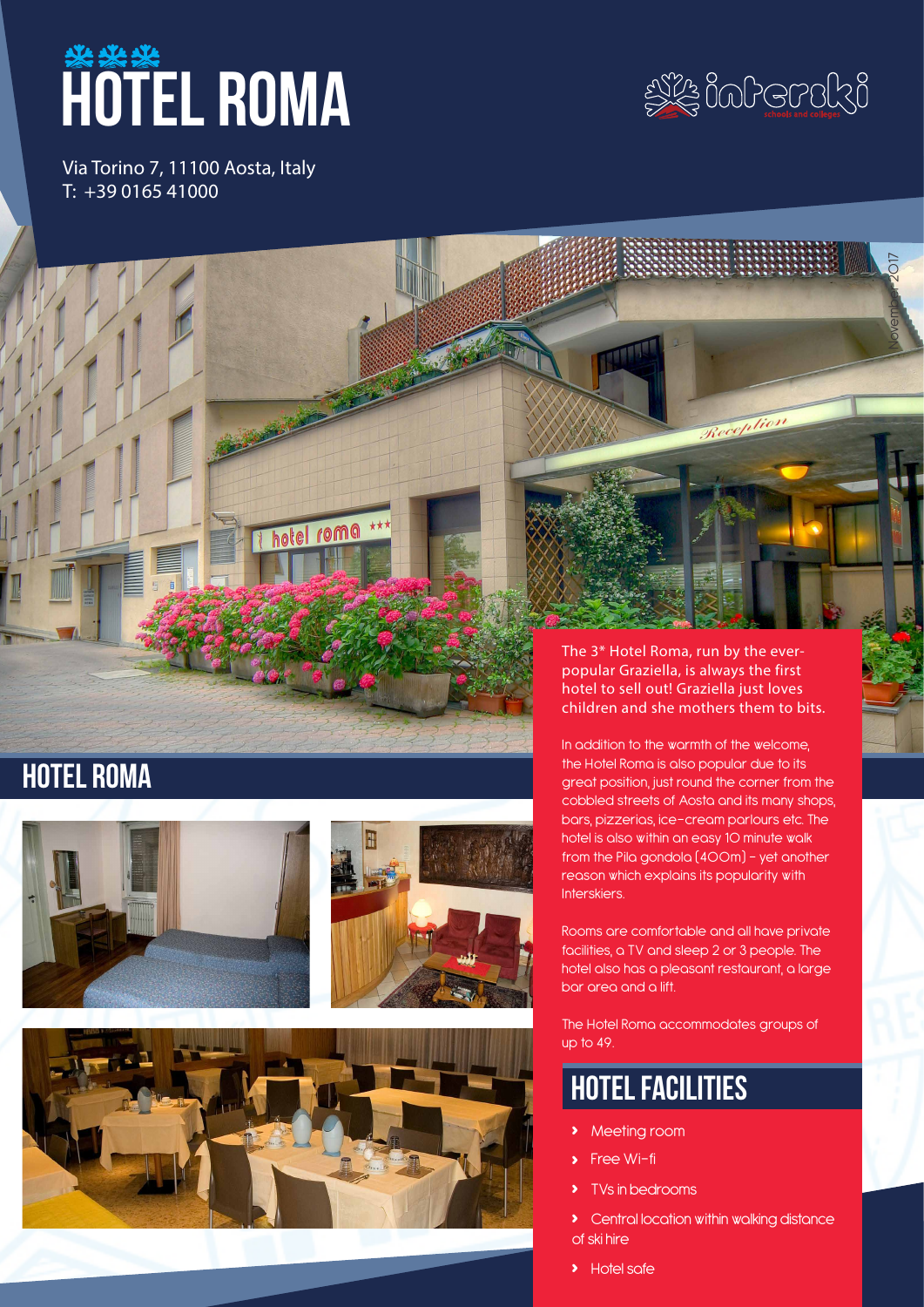# HOTEL ROMA

Via Torino 7, 11100 Aosta, Italy
T: +39 0165 41000

## HOTEL ROMA

The 3* Hotel Roma, run by the ever-popular Graziella, is always the first hotel to sell out! Graziella just loves children and she mothers them to bits.

In addition to the warmth of the welcome, the Hotel Roma is also popular due to its great position, just round the corner from the cobbled streets of Aosta and its many shops, bars, pizzerias, ice-cream parlours etc. The hotel is also within an easy 10 minute walk from the Pila gondola (400m) – yet another reason which explains its popularity with Interskiers.

Rooms are comfortable and all have private facilities, a TV and sleep 2 or 3 people. The hotel also has a pleasant restaurant, a large bar area and a lift.

The Hotel Roma accommodates groups of up to 49.

## HOTEL FACILITIES

- Meeting room
- Free Wi-fi
- TVs in bedrooms
- Central location within walking distance of ski hire
- Hotel safe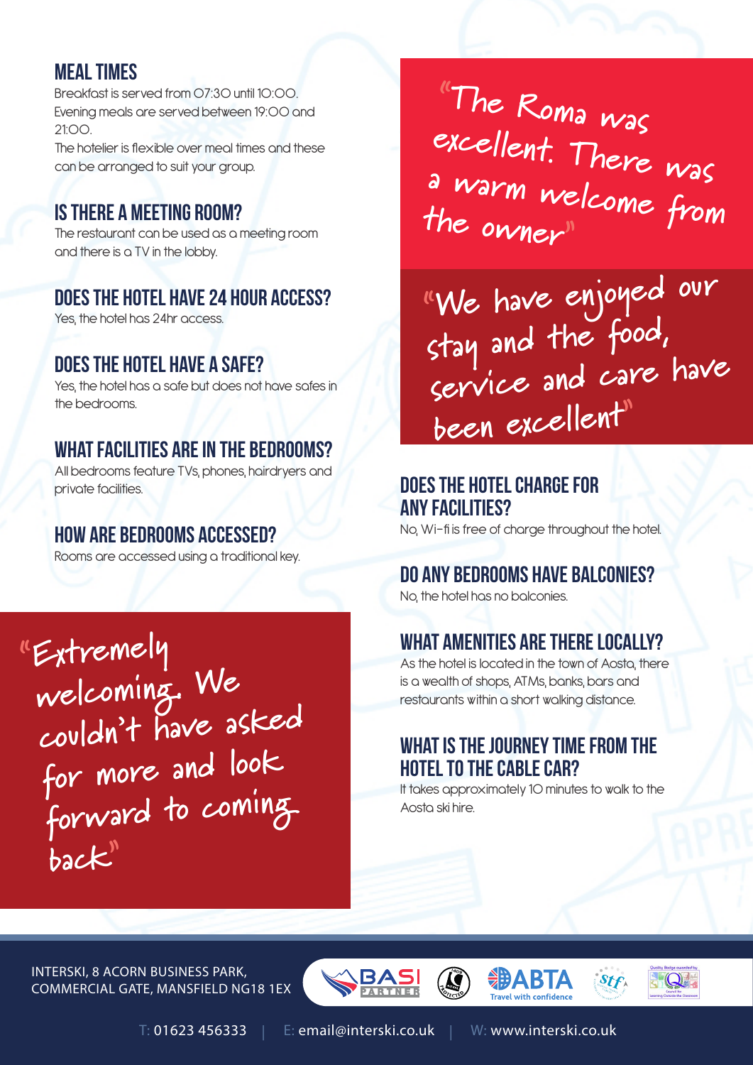## MEAL TIMES

Breakfast is served from 07:30 until 10:00.
Evening meals are served between 19:00 and 21:00.
The hotelier is flexible over meal times and these can be arranged to suit your group.

## IS THERE A MEETING ROOM?

The restaurant can be used as a meeting room and there is a TV in the lobby.

## DOES THE HOTEL HAVE 24 HOUR ACCESS?

Yes, the hotel has 24hr access.

## DOES THE HOTEL HAVE A SAFE?

Yes, the hotel has a safe but does not have safes in the bedrooms.

## WHAT FACILITIES ARE IN THE BEDROOMS?

All bedrooms feature TVs, phones, hairdryers and private facilities.

## HOW ARE BEDROOMS ACCESSED?

Rooms are accessed using a traditional key.

"Extremely welcoming. We couldn't have asked for more and look forward to coming back"

"The Roma was excellent. There was a warm welcome from the owner"

"We have enjoyed our stay and the food, service and care have been excellent"

## DOES THE HOTEL CHARGE FOR ANY FACILITIES?

No, Wi-fi is free of charge throughout the hotel.

## DO ANY BEDROOMS HAVE BALCONIES?

No, the hotel has no balconies.

## WHAT AMENITIES ARE THERE LOCALLY?

As the hotel is located in the town of Aosta, there is a wealth of shops, ATMs, banks, bars and restaurants within a short walking distance.

## WHAT IS THE JOURNEY TIME FROM THE HOTEL TO THE CABLE CAR?

It takes approximately 10 minutes to walk to the Aosta ski hire.

INTERSKI, 8 ACORN BUSINESS PARK, COMMERCIAL GATE, MANSFIELD NG18 1EX

BASI PARTNER | ABTA Travel with confidence

T: 01623 456333 | E: email@interski.co.uk | W: www.interski.co.uk